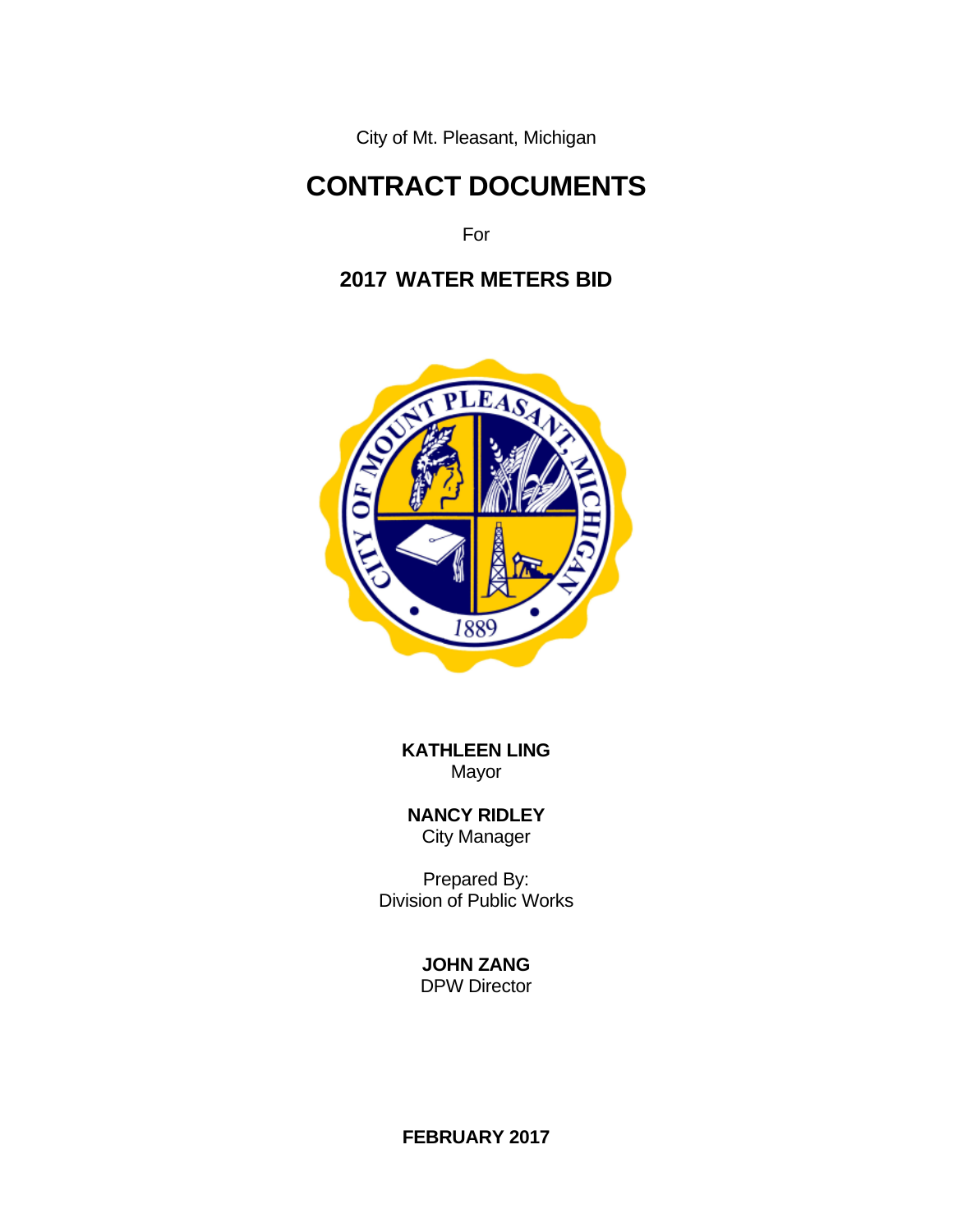City of Mt. Pleasant, Michigan

# CONTRACT DOCUMENTS

For

## 2017 WATER METERS BID

**KATHLEEN LING**
Mayor

**NANCY RIDLEY**
City Manager

Prepared By:
Division of Public Works

**JOHN ZANG**
DPW Director

**FEBRUARY 2017**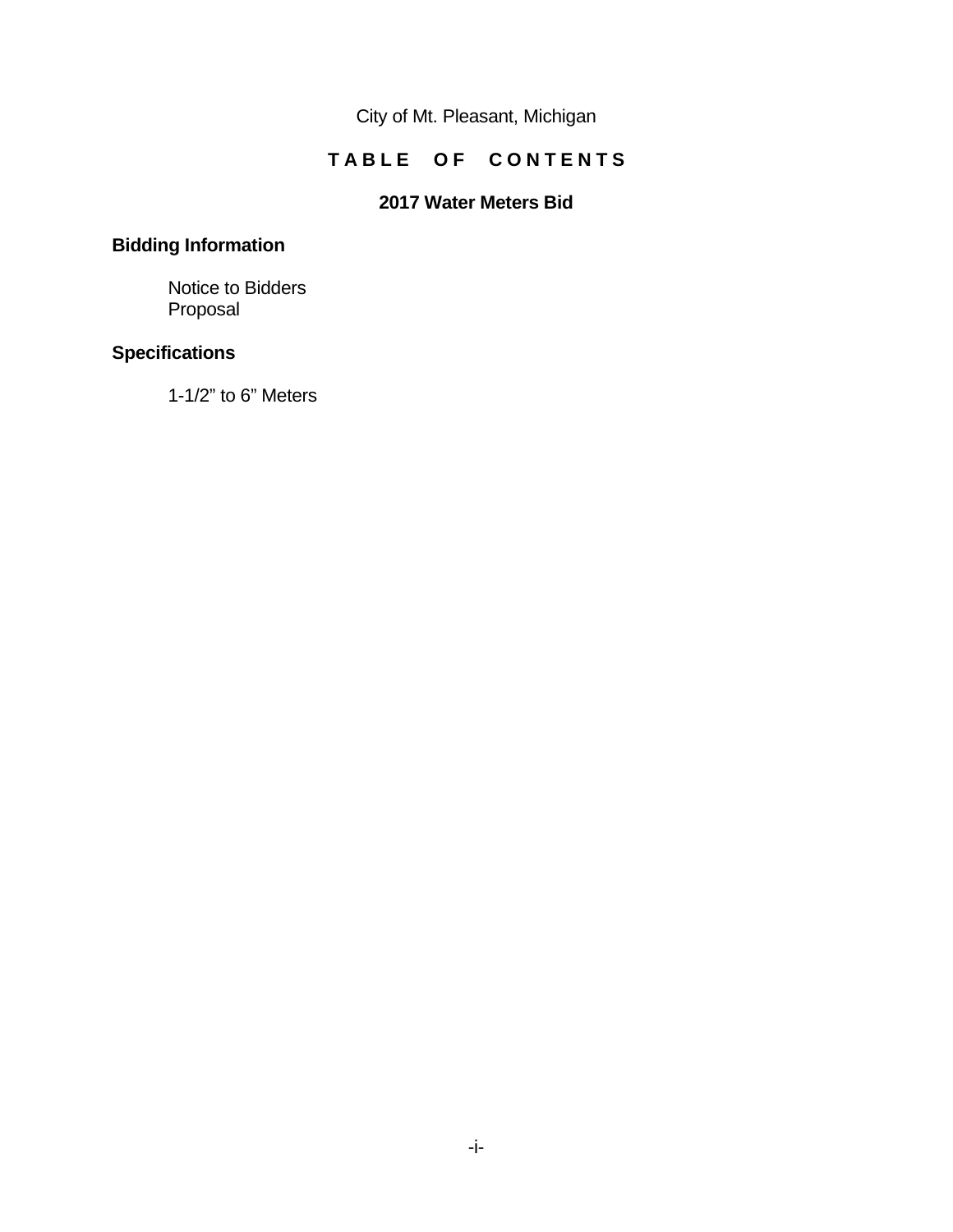City of Mt. Pleasant, Michigan

# T A B L E O F C O N T E N T S

## 2017 Water Meters Bid

### Bidding Information

Notice to Bidders
Proposal

### Specifications

1-1/2" to 6" Meters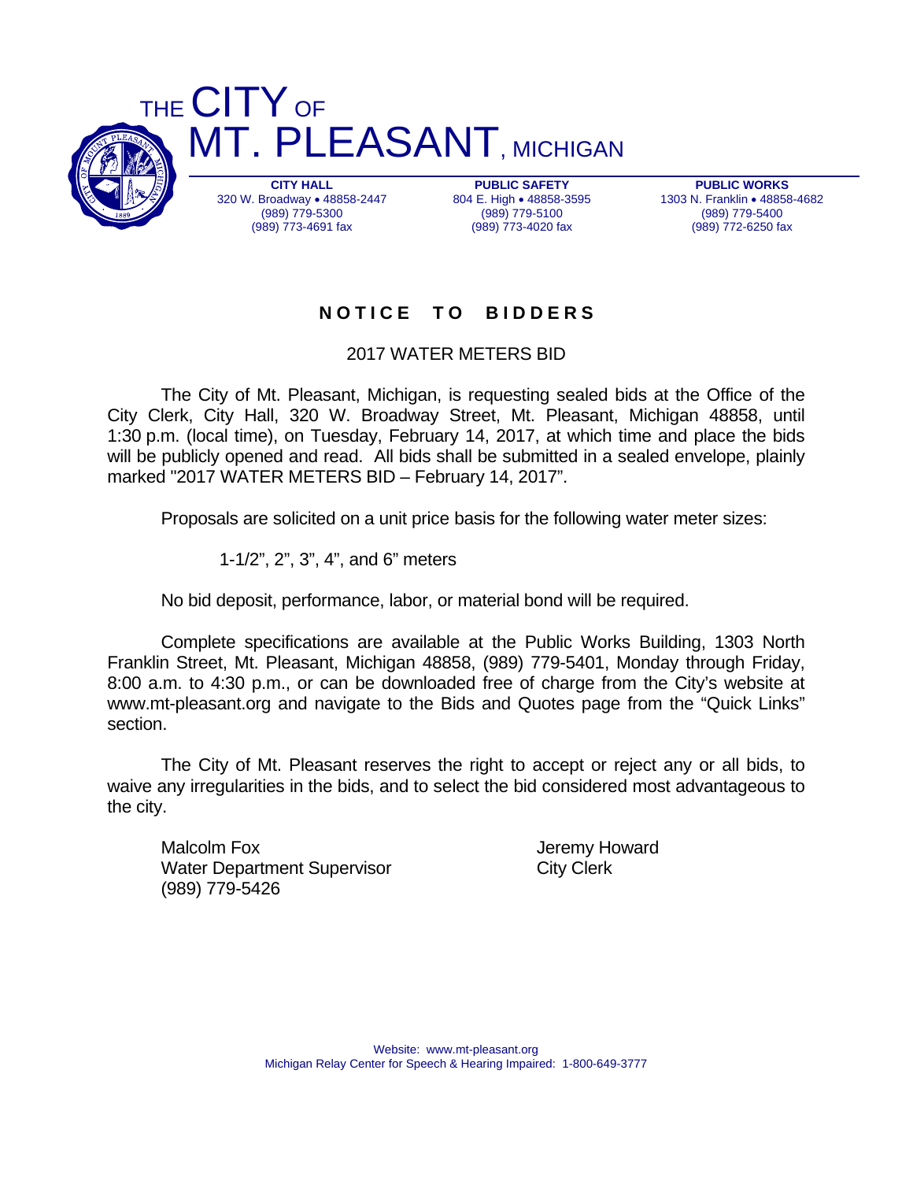# THE CITY OF MT. PLEASANT, MICHIGAN

| CITY HALL | PUBLIC SAFETY | PUBLIC WORKS |
| --- | --- | --- |
| 320 W. Broadway • 48858-2447 | 804 E. High • 48858-3595 | 1303 N. Franklin • 48858-4682 |
| (989) 779-5300 | (989) 779-5100 | (989) 779-5400 |
| (989) 773-4691 fax | (989) 773-4020 fax | (989) 772-6250 fax |

## NOTICE TO BIDDERS

2017 WATER METERS BID

The City of Mt. Pleasant, Michigan, is requesting sealed bids at the Office of the City Clerk, City Hall, 320 W. Broadway Street, Mt. Pleasant, Michigan 48858, until 1:30 p.m. (local time), on Tuesday, February 14, 2017, at which time and place the bids will be publicly opened and read. All bids shall be submitted in a sealed envelope, plainly marked "2017 WATER METERS BID – February 14, 2017".

Proposals are solicited on a unit price basis for the following water meter sizes:

1-1/2", 2", 3", 4", and 6" meters

No bid deposit, performance, labor, or material bond will be required.

Complete specifications are available at the Public Works Building, 1303 North Franklin Street, Mt. Pleasant, Michigan 48858, (989) 779-5401, Monday through Friday, 8:00 a.m. to 4:30 p.m., or can be downloaded free of charge from the City's website at www.mt-pleasant.org and navigate to the Bids and Quotes page from the "Quick Links" section.

The City of Mt. Pleasant reserves the right to accept or reject any or all bids, to waive any irregularities in the bids, and to select the bid considered most advantageous to the city.

Malcolm Fox
Water Department Supervisor
(989) 779-5426

Jeremy Howard
City Clerk

Website: www.mt-pleasant.org
Michigan Relay Center for Speech & Hearing Impaired: 1-800-649-3777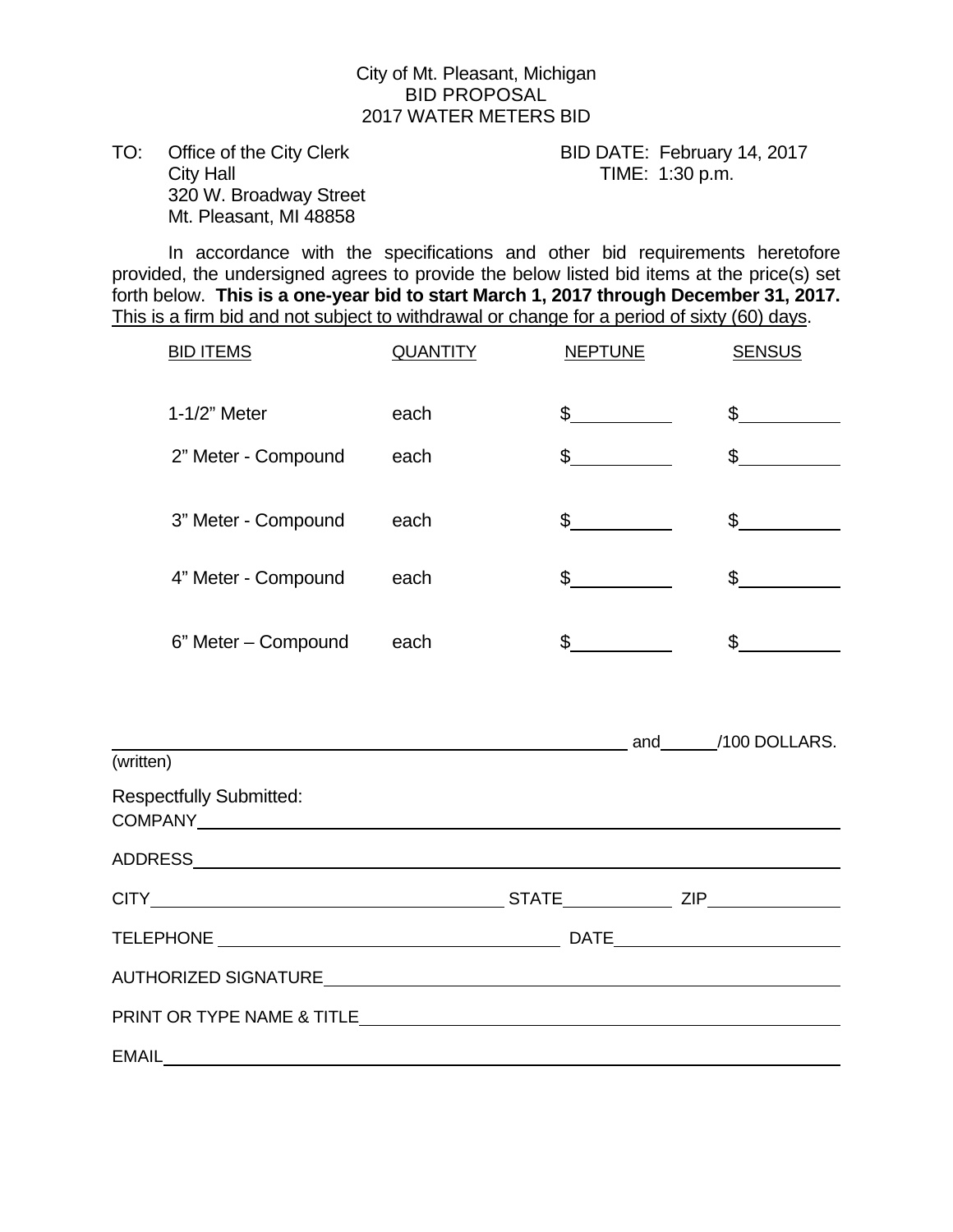City of Mt. Pleasant, Michigan
BID PROPOSAL
2017 WATER METERS BID

TO: Office of the City Clerk
City Hall
320 W. Broadway Street
Mt. Pleasant, MI 48858

BID DATE: February 14, 2017
TIME: 1:30 p.m.

In accordance with the specifications and other bid requirements heretofore provided, the undersigned agrees to provide the below listed bid items at the price(s) set forth below. **This is a one-year bid to start March 1, 2017 through December 31, 2017.** This is a firm bid and not subject to withdrawal or change for a period of sixty (60) days.

| BID ITEMS | QUANTITY | NEPTUNE | SENSUS |
|---|---|---|---|
| 1-1/2" Meter | each | $\_\_\_\_\_\_\_\_\_\_ | $\_\_\_\_\_\_\_\_\_\_ |
| 2" Meter - Compound | each | $\_\_\_\_\_\_\_\_\_\_ | $\_\_\_\_\_\_\_\_\_\_ |
| 3" Meter - Compound | each | $\_\_\_\_\_\_\_\_\_\_ | $\_\_\_\_\_\_\_\_\_\_ |
| 4" Meter - Compound | each | $\_\_\_\_\_\_\_\_\_\_ | $\_\_\_\_\_\_\_\_\_\_ |
| 6" Meter – Compound | each | $\_\_\_\_\_\_\_\_\_\_ | $\_\_\_\_\_\_\_\_\_\_ |

\_\_\_\_\_\_\_\_\_\_\_\_\_\_\_\_\_\_\_\_\_\_\_\_\_\_\_\_\_\_\_\_\_\_\_\_\_\_\_\_ and \_\_\_\_\_\_/100 DOLLARS.
(written)

Respectfully Submitted:

COMPANY\_\_\_\_\_\_\_\_\_\_\_\_\_\_\_\_\_\_\_\_\_\_\_\_\_\_\_\_\_\_\_\_\_\_\_\_\_\_\_\_

ADDRESS\_\_\_\_\_\_\_\_\_\_\_\_\_\_\_\_\_\_\_\_\_\_\_\_\_\_\_\_\_\_\_\_\_\_\_\_\_\_\_\_

CITY\_\_\_\_\_\_\_\_\_\_\_\_\_\_\_\_\_\_\_\_\_\_\_\_\_\_ STATE\_\_\_\_\_\_\_\_\_\_ ZIP\_\_\_\_\_\_\_\_\_\_\_\_

TELEPHONE \_\_\_\_\_\_\_\_\_\_\_\_\_\_\_\_\_\_\_\_\_\_\_\_\_\_ DATE\_\_\_\_\_\_\_\_\_\_\_\_\_\_\_\_\_\_\_\_

AUTHORIZED SIGNATURE\_\_\_\_\_\_\_\_\_\_\_\_\_\_\_\_\_\_\_\_\_\_\_\_\_\_\_\_\_\_\_\_\_\_\_\_\_\_\_\_

PRINT OR TYPE NAME & TITLE\_\_\_\_\_\_\_\_\_\_\_\_\_\_\_\_\_\_\_\_\_\_\_\_\_\_\_\_\_\_\_\_\_\_\_\_

EMAIL\_\_\_\_\_\_\_\_\_\_\_\_\_\_\_\_\_\_\_\_\_\_\_\_\_\_\_\_\_\_\_\_\_\_\_\_\_\_\_\_\_\_\_\_\_\_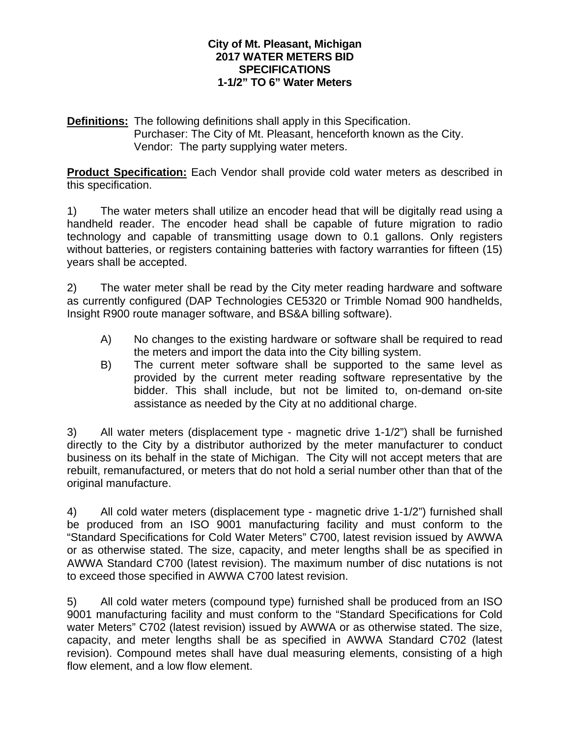**City of Mt. Pleasant, Michigan**
**2017 WATER METERS BID**
**SPECIFICATIONS**
**1-1/2" TO 6" Water Meters**

**Definitions:** The following definitions shall apply in this Specification.
Purchaser: The City of Mt. Pleasant, henceforth known as the City.
Vendor: The party supplying water meters.

**Product Specification:** Each Vendor shall provide cold water meters as described in this specification.

1) The water meters shall utilize an encoder head that will be digitally read using a handheld reader. The encoder head shall be capable of future migration to radio technology and capable of transmitting usage down to 0.1 gallons. Only registers without batteries, or registers containing batteries with factory warranties for fifteen (15) years shall be accepted.

2) The water meter shall be read by the City meter reading hardware and software as currently configured (DAP Technologies CE5320 or Trimble Nomad 900 handhelds, Insight R900 route manager software, and BS&A billing software).

A) No changes to the existing hardware or software shall be required to read the meters and import the data into the City billing system.

B) The current meter software shall be supported to the same level as provided by the current meter reading software representative by the bidder. This shall include, but not be limited to, on-demand on-site assistance as needed by the City at no additional charge.

3) All water meters (displacement type - magnetic drive 1-1/2") shall be furnished directly to the City by a distributor authorized by the meter manufacturer to conduct business on its behalf in the state of Michigan. The City will not accept meters that are rebuilt, remanufactured, or meters that do not hold a serial number other than that of the original manufacture.

4) All cold water meters (displacement type - magnetic drive 1-1/2") furnished shall be produced from an ISO 9001 manufacturing facility and must conform to the "Standard Specifications for Cold Water Meters" C700, latest revision issued by AWWA or as otherwise stated. The size, capacity, and meter lengths shall be as specified in AWWA Standard C700 (latest revision). The maximum number of disc nutations is not to exceed those specified in AWWA C700 latest revision.

5) All cold water meters (compound type) furnished shall be produced from an ISO 9001 manufacturing facility and must conform to the "Standard Specifications for Cold water Meters" C702 (latest revision) issued by AWWA or as otherwise stated. The size, capacity, and meter lengths shall be as specified in AWWA Standard C702 (latest revision). Compound metes shall have dual measuring elements, consisting of a high flow element, and a low flow element.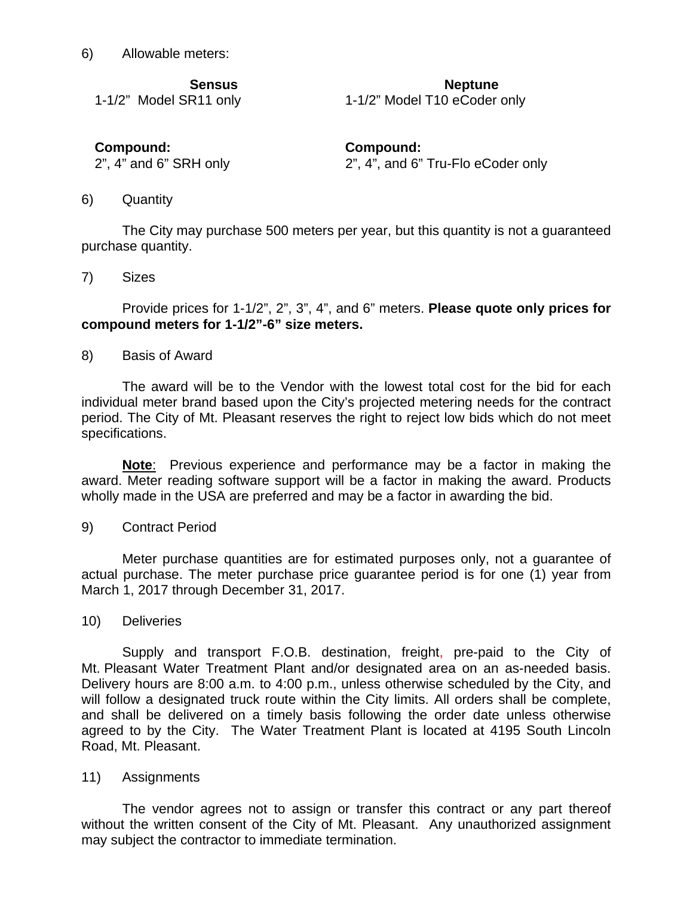6) Allowable meters:

| Sensus | Neptune |
|---|---|
| 1-1/2" Model SR11 only | 1-1/2" Model T10 eCoder only |
| **Compound:** | **Compound:** |
| 2", 4" and 6" SRH only | 2", 4", and 6" Tru-Flo eCoder only |

6) Quantity

The City may purchase 500 meters per year, but this quantity is not a guaranteed purchase quantity.

7) Sizes

Provide prices for 1-1/2", 2", 3", 4", and 6" meters. **Please quote only prices for compound meters for 1-1/2"-6" size meters.**

8) Basis of Award

The award will be to the Vendor with the lowest total cost for the bid for each individual meter brand based upon the City's projected metering needs for the contract period. The City of Mt. Pleasant reserves the right to reject low bids which do not meet specifications.

**Note**: Previous experience and performance may be a factor in making the award. Meter reading software support will be a factor in making the award. Products wholly made in the USA are preferred and may be a factor in awarding the bid.

9) Contract Period

Meter purchase quantities are for estimated purposes only, not a guarantee of actual purchase. The meter purchase price guarantee period is for one (1) year from March 1, 2017 through December 31, 2017.

10) Deliveries

Supply and transport F.O.B. destination, freight, pre-paid to the City of Mt. Pleasant Water Treatment Plant and/or designated area on an as-needed basis. Delivery hours are 8:00 a.m. to 4:00 p.m., unless otherwise scheduled by the City, and will follow a designated truck route within the City limits. All orders shall be complete, and shall be delivered on a timely basis following the order date unless otherwise agreed to by the City. The Water Treatment Plant is located at 4195 South Lincoln Road, Mt. Pleasant.

11) Assignments

The vendor agrees not to assign or transfer this contract or any part thereof without the written consent of the City of Mt. Pleasant. Any unauthorized assignment may subject the contractor to immediate termination.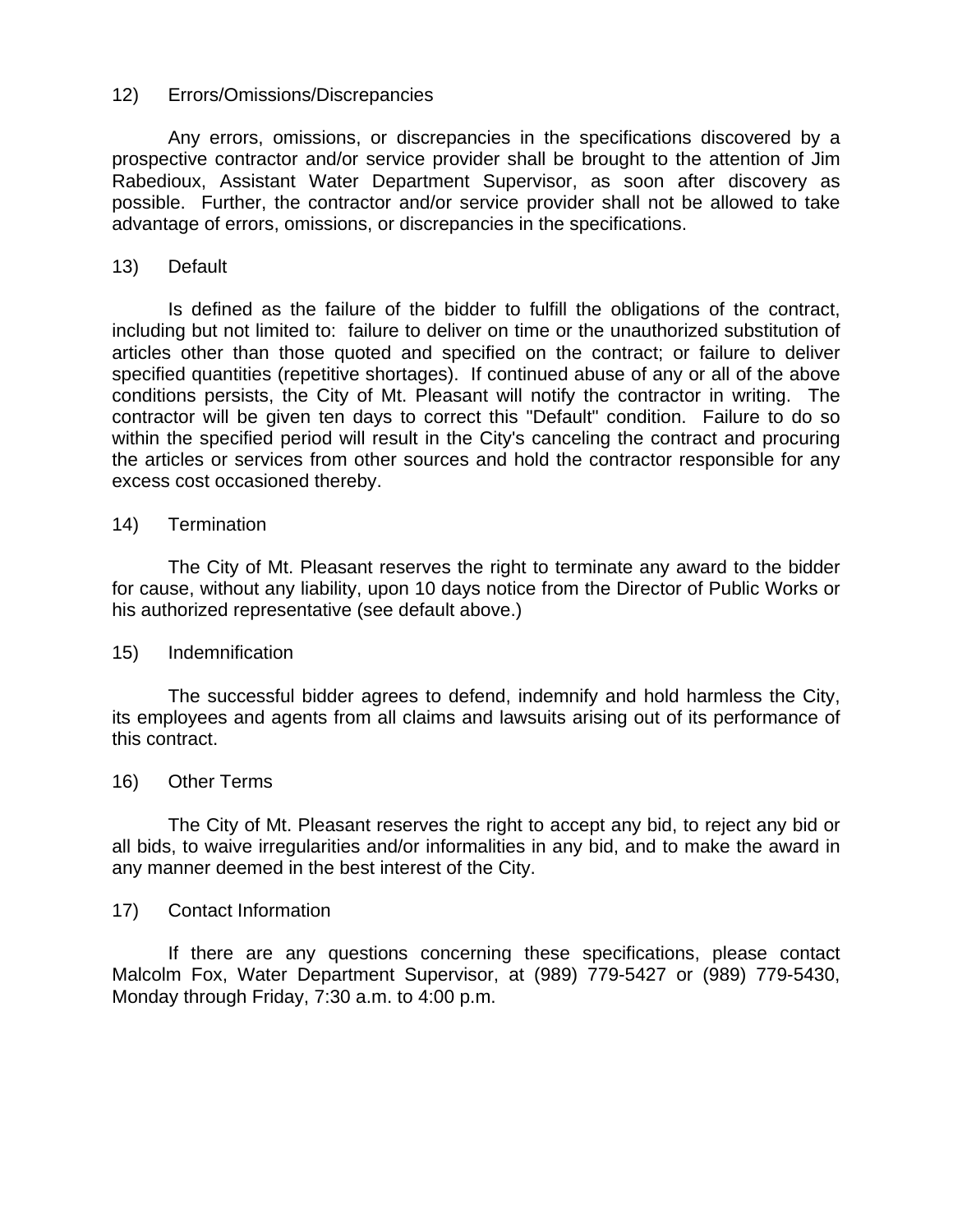12) Errors/Omissions/Discrepancies

Any errors, omissions, or discrepancies in the specifications discovered by a prospective contractor and/or service provider shall be brought to the attention of Jim Rabedioux, Assistant Water Department Supervisor, as soon after discovery as possible. Further, the contractor and/or service provider shall not be allowed to take advantage of errors, omissions, or discrepancies in the specifications.

13) Default

Is defined as the failure of the bidder to fulfill the obligations of the contract, including but not limited to: failure to deliver on time or the unauthorized substitution of articles other than those quoted and specified on the contract; or failure to deliver specified quantities (repetitive shortages). If continued abuse of any or all of the above conditions persists, the City of Mt. Pleasant will notify the contractor in writing. The contractor will be given ten days to correct this "Default" condition. Failure to do so within the specified period will result in the City's canceling the contract and procuring the articles or services from other sources and hold the contractor responsible for any excess cost occasioned thereby.

14) Termination

The City of Mt. Pleasant reserves the right to terminate any award to the bidder for cause, without any liability, upon 10 days notice from the Director of Public Works or his authorized representative (see default above.)

15) Indemnification

The successful bidder agrees to defend, indemnify and hold harmless the City, its employees and agents from all claims and lawsuits arising out of its performance of this contract.

16) Other Terms

The City of Mt. Pleasant reserves the right to accept any bid, to reject any bid or all bids, to waive irregularities and/or informalities in any bid, and to make the award in any manner deemed in the best interest of the City.

17) Contact Information

If there are any questions concerning these specifications, please contact Malcolm Fox, Water Department Supervisor, at (989) 779-5427 or (989) 779-5430, Monday through Friday, 7:30 a.m. to 4:00 p.m.